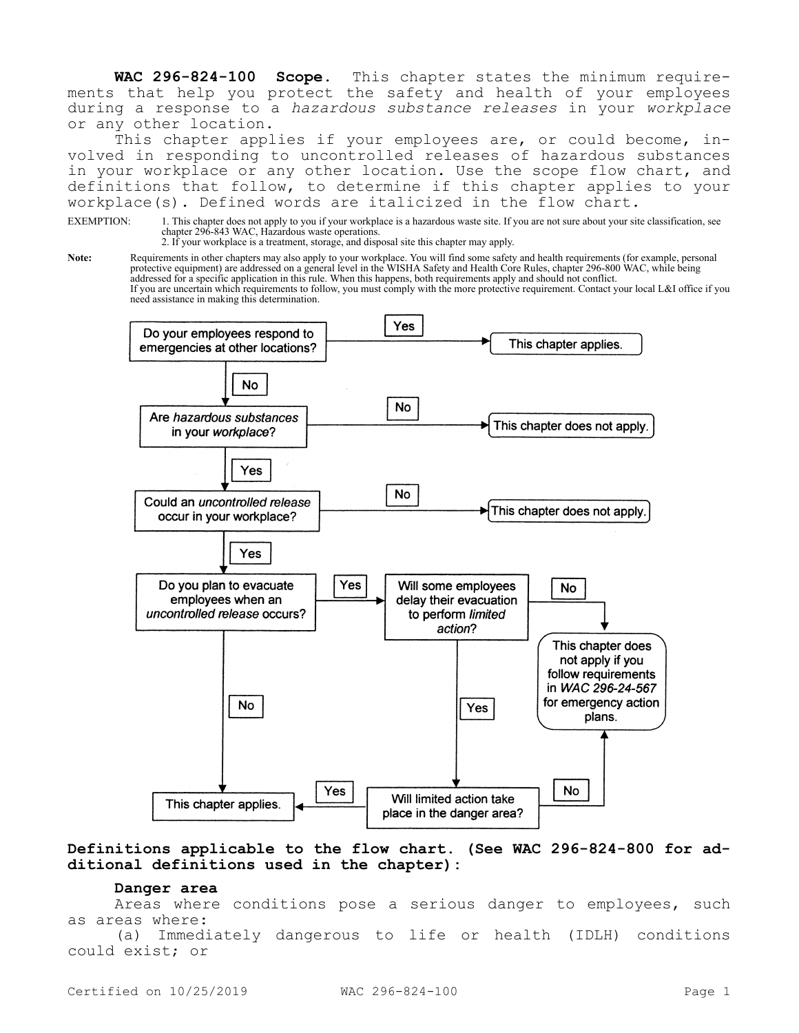**WAC 296-824-100 Scope.** This chapter states the minimum requirements that help you protect the safety and health of your employees during a response to a *hazardous substance releases* in your *workplace* or any other location.

This chapter applies if your employees are, or could become, involved in responding to uncontrolled releases of hazardous substances in your workplace or any other location. Use the scope flow chart, and definitions that follow, to determine if this chapter applies to your workplace(s). Defined words are italicized in the flow chart.

EXEMPTION: 1. This chapter does not apply to you if your workplace is a hazardous waste site. If you are not sure about your site classification, see chapter 296-843 WAC, Hazardous waste operations.
2. If your workplace is a treatment, storage, and disposal site this chapter may apply.

**Note:** Requirements in other chapters may also apply to your workplace. You will find some safety and health requirements (for example, personal protective equipment) are addressed on a general level in the WISHA Safety and Health Core Rules, chapter 296-800 WAC, while being addressed for a specific application in this rule. When this happens, both requirements apply and should not conflict.
If you are uncertain which requirements to follow, you must comply with the more protective requirement. Contact your local L&I office if you need assistance in making this determination.

- Do your employees respond to emergencies at other locations?
  - Yes → This chapter applies.
  - No → Are *hazardous substances* in your *workplace*?
    - No → This chapter does not apply.
    - Yes → Could an *uncontrolled release* occur in your workplace?
      - No → This chapter does not apply.
      - Yes → Do you plan to evacuate employees when an *uncontrolled release* occurs?
        - No → This chapter applies.
        - Yes → Will some employees delay their evacuation to perform *limited action*?
          - No → This chapter does not apply if you follow requirements in *WAC 296-24-567* for emergency action plans.
          - Yes → Will limited action take place in the danger area?
            - Yes → This chapter applies.
            - No → This chapter does not apply if you follow requirements in *WAC 296-24-567* for emergency action plans.

**Definitions applicable to the flow chart. (See WAC 296-824-800 for additional definitions used in the chapter):**

**Danger area**

Areas where conditions pose a serious danger to employees, such as areas where:

(a) Immediately dangerous to life or health (IDLH) conditions could exist; or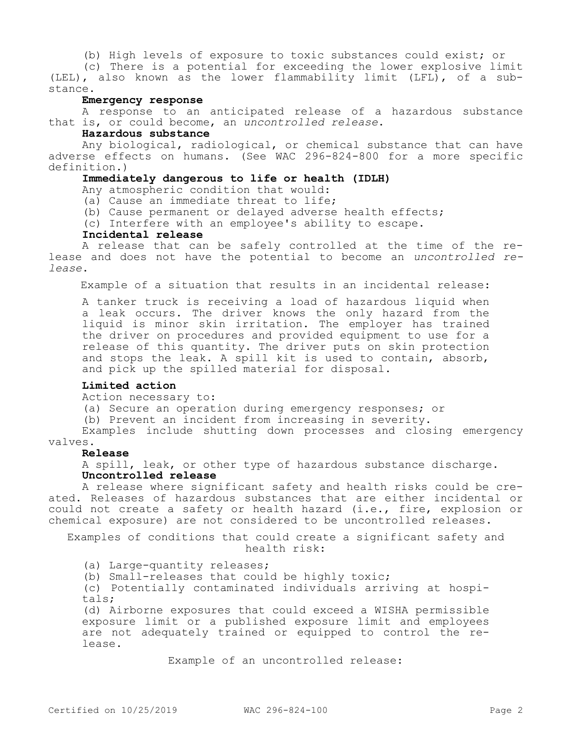(b) High levels of exposure to toxic substances could exist; or

(c) There is a potential for exceeding the lower explosive limit (LEL), also known as the lower flammability limit (LFL), of a substance.

**Emergency response**

A response to an anticipated release of a hazardous substance that is, or could become, an *uncontrolled release*.

**Hazardous substance**

Any biological, radiological, or chemical substance that can have adverse effects on humans. (See WAC 296-824-800 for a more specific definition.)

**Immediately dangerous to life or health (IDLH)**

Any atmospheric condition that would:

(a) Cause an immediate threat to life;

(b) Cause permanent or delayed adverse health effects;

(c) Interfere with an employee's ability to escape.

**Incidental release**

A release that can be safely controlled at the time of the release and does not have the potential to become an *uncontrolled release*.

> Example of a situation that results in an incidental release:
>
> A tanker truck is receiving a load of hazardous liquid when a leak occurs. The driver knows the only hazard from the liquid is minor skin irritation. The employer has trained the driver on procedures and provided equipment to use for a release of this quantity. The driver puts on skin protection and stops the leak. A spill kit is used to contain, absorb, and pick up the spilled material for disposal.

**Limited action**

Action necessary to:

(a) Secure an operation during emergency responses; or

(b) Prevent an incident from increasing in severity.

Examples include shutting down processes and closing emergency valves.

**Release**

A spill, leak, or other type of hazardous substance discharge.

**Uncontrolled release**

A release where significant safety and health risks could be created. Releases of hazardous substances that are either incidental or could not create a safety or health hazard (i.e., fire, explosion or chemical exposure) are not considered to be uncontrolled releases.

> Examples of conditions that could create a significant safety and health risk:
>
> (a) Large-quantity releases;
>
> (b) Small-releases that could be highly toxic;
>
> (c) Potentially contaminated individuals arriving at hospitals;
>
> (d) Airborne exposures that could exceed a WISHA permissible exposure limit or a published exposure limit and employees are not adequately trained or equipped to control the release.
>
> Example of an uncontrolled release: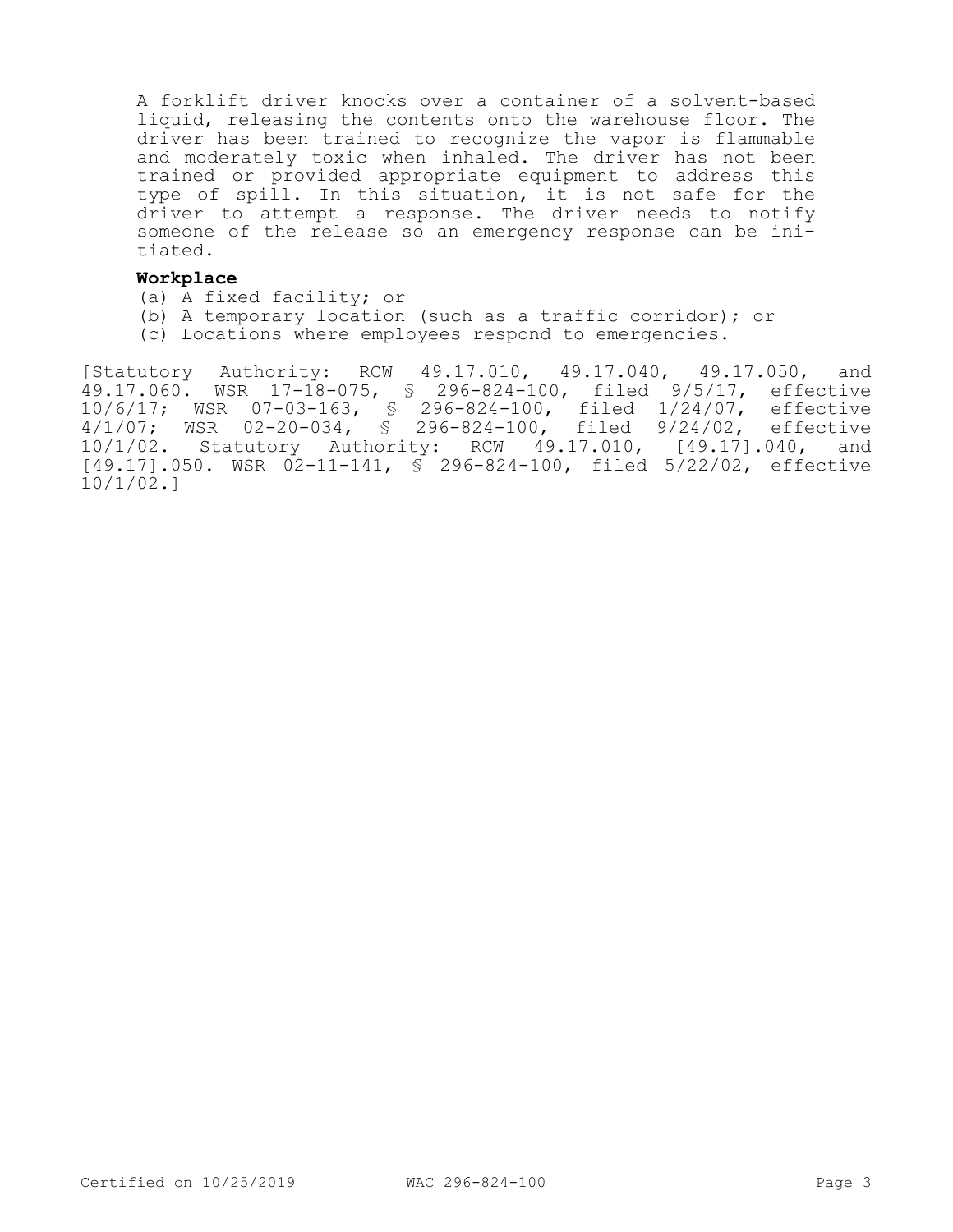A forklift driver knocks over a container of a solvent-based liquid, releasing the contents onto the warehouse floor. The driver has been trained to recognize the vapor is flammable and moderately toxic when inhaled. The driver has not been trained or provided appropriate equipment to address this type of spill. In this situation, it is not safe for the driver to attempt a response. The driver needs to notify someone of the release so an emergency response can be initiated.

**Workplace**

(a) A fixed facility; or

(b) A temporary location (such as a traffic corridor); or

(c) Locations where employees respond to emergencies.

[Statutory Authority: RCW 49.17.010, 49.17.040, 49.17.050, and 49.17.060. WSR 17-18-075, § 296-824-100, filed 9/5/17, effective 10/6/17; WSR 07-03-163, § 296-824-100, filed 1/24/07, effective 4/1/07; WSR 02-20-034, § 296-824-100, filed 9/24/02, effective 10/1/02. Statutory Authority: RCW 49.17.010, [49.17].040, and [49.17].050. WSR 02-11-141, § 296-824-100, filed 5/22/02, effective 10/1/02.]